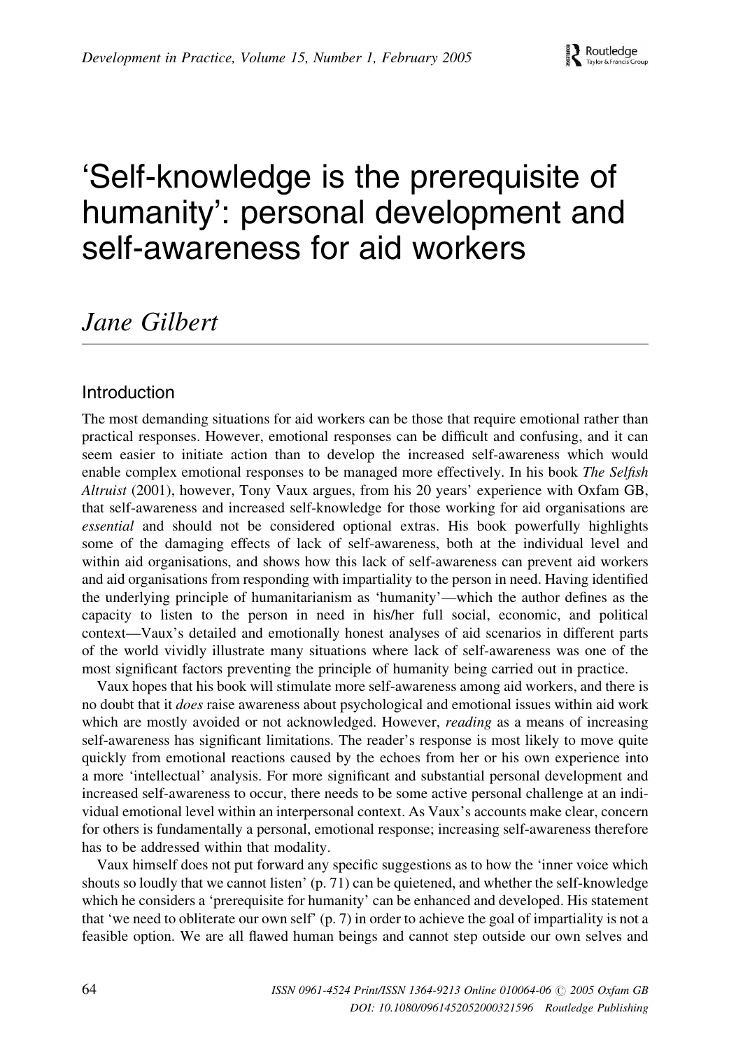# 'Self-knowledge is the prerequisite of humanity': personal development and self-awareness for aid workers

*Jane Gilbert*

## Introduction

The most demanding situations for aid workers can be those that require emotional rather than practical responses. However, emotional responses can be difficult and confusing, and it can seem easier to initiate action than to develop the increased self-awareness which would enable complex emotional responses to be managed more effectively. In his book *The Selfish Altruist* (2001), however, Tony Vaux argues, from his 20 years' experience with Oxfam GB, that self-awareness and increased self-knowledge for those working for aid organisations are *essential* and should not be considered optional extras. His book powerfully highlights some of the damaging effects of lack of self-awareness, both at the individual level and within aid organisations, and shows how this lack of self-awareness can prevent aid workers and aid organisations from responding with impartiality to the person in need. Having identified the underlying principle of humanitarianism as 'humanity'—which the author defines as the capacity to listen to the person in need in his/her full social, economic, and political context—Vaux's detailed and emotionally honest analyses of aid scenarios in different parts of the world vividly illustrate many situations where lack of self-awareness was one of the most significant factors preventing the principle of humanity being carried out in practice.

Vaux hopes that his book will stimulate more self-awareness among aid workers, and there is no doubt that it *does* raise awareness about psychological and emotional issues within aid work which are mostly avoided or not acknowledged. However, *reading* as a means of increasing self-awareness has significant limitations. The reader's response is most likely to move quite quickly from emotional reactions caused by the echoes from her or his own experience into a more 'intellectual' analysis. For more significant and substantial personal development and increased self-awareness to occur, there needs to be some active personal challenge at an individual emotional level within an interpersonal context. As Vaux's accounts make clear, concern for others is fundamentally a personal, emotional response; increasing self-awareness therefore has to be addressed within that modality.

Vaux himself does not put forward any specific suggestions as to how the 'inner voice which shouts so loudly that we cannot listen' (p. 71) can be quietened, and whether the self-knowledge which he considers a 'prerequisite for humanity' can be enhanced and developed. His statement that 'we need to obliterate our own self' (p. 7) in order to achieve the goal of impartiality is not a feasible option. We are all flawed human beings and cannot step outside our own selves and

ISSN 0961-4524 Print/ISSN 1364-9213 Online 010064-06 © 2005 Oxfam GB
DOI: 10.1080/0961452052000321596 Routledge Publishing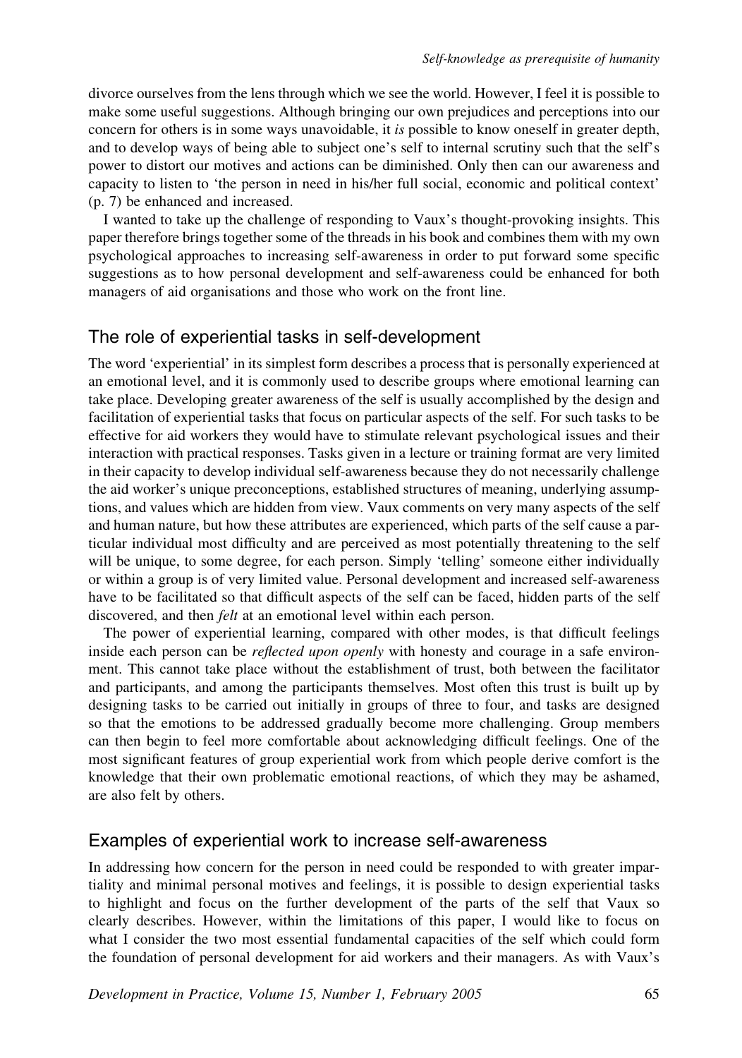divorce ourselves from the lens through which we see the world. However, I feel it is possible to make some useful suggestions. Although bringing our own prejudices and perceptions into our concern for others is in some ways unavoidable, it *is* possible to know oneself in greater depth, and to develop ways of being able to subject one's self to internal scrutiny such that the self's power to distort our motives and actions can be diminished. Only then can our awareness and capacity to listen to 'the person in need in his/her full social, economic and political context' (p. 7) be enhanced and increased.

I wanted to take up the challenge of responding to Vaux's thought-provoking insights. This paper therefore brings together some of the threads in his book and combines them with my own psychological approaches to increasing self-awareness in order to put forward some specific suggestions as to how personal development and self-awareness could be enhanced for both managers of aid organisations and those who work on the front line.

## The role of experiential tasks in self-development

The word 'experiential' in its simplest form describes a process that is personally experienced at an emotional level, and it is commonly used to describe groups where emotional learning can take place. Developing greater awareness of the self is usually accomplished by the design and facilitation of experiential tasks that focus on particular aspects of the self. For such tasks to be effective for aid workers they would have to stimulate relevant psychological issues and their interaction with practical responses. Tasks given in a lecture or training format are very limited in their capacity to develop individual self-awareness because they do not necessarily challenge the aid worker's unique preconceptions, established structures of meaning, underlying assumptions, and values which are hidden from view. Vaux comments on very many aspects of the self and human nature, but how these attributes are experienced, which parts of the self cause a particular individual most difficulty and are perceived as most potentially threatening to the self will be unique, to some degree, for each person. Simply 'telling' someone either individually or within a group is of very limited value. Personal development and increased self-awareness have to be facilitated so that difficult aspects of the self can be faced, hidden parts of the self discovered, and then *felt* at an emotional level within each person.

The power of experiential learning, compared with other modes, is that difficult feelings inside each person can be *reflected upon openly* with honesty and courage in a safe environment. This cannot take place without the establishment of trust, both between the facilitator and participants, and among the participants themselves. Most often this trust is built up by designing tasks to be carried out initially in groups of three to four, and tasks are designed so that the emotions to be addressed gradually become more challenging. Group members can then begin to feel more comfortable about acknowledging difficult feelings. One of the most significant features of group experiential work from which people derive comfort is the knowledge that their own problematic emotional reactions, of which they may be ashamed, are also felt by others.

## Examples of experiential work to increase self-awareness

In addressing how concern for the person in need could be responded to with greater impartiality and minimal personal motives and feelings, it is possible to design experiential tasks to highlight and focus on the further development of the parts of the self that Vaux so clearly describes. However, within the limitations of this paper, I would like to focus on what I consider the two most essential fundamental capacities of the self which could form the foundation of personal development for aid workers and their managers. As with Vaux's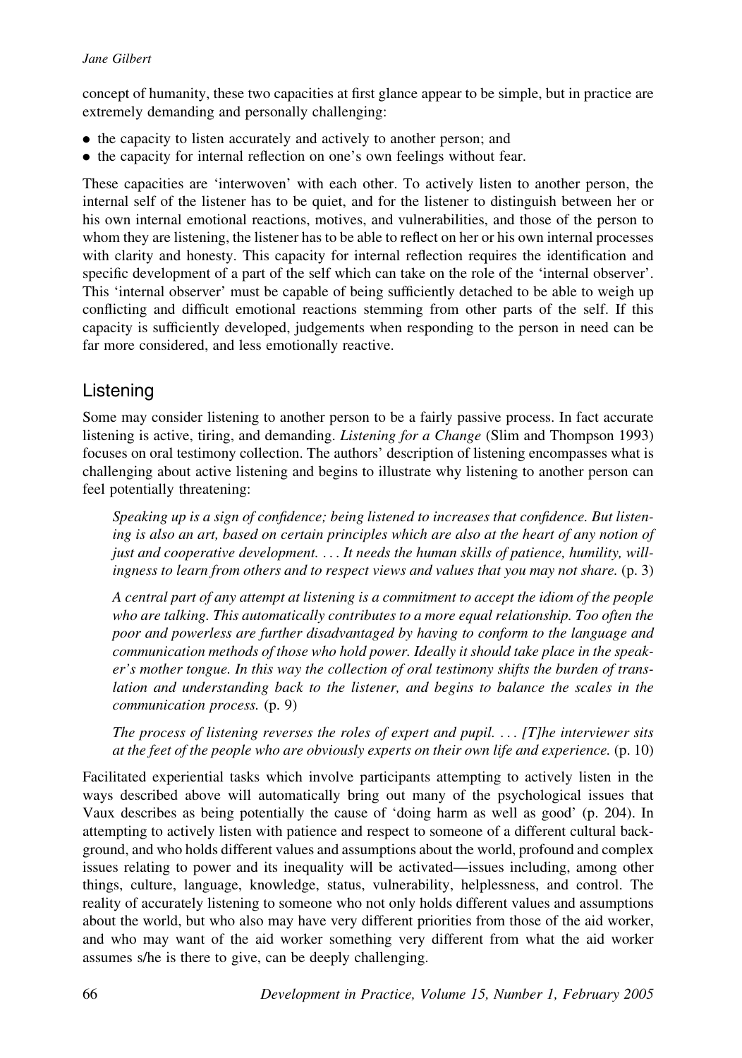concept of humanity, these two capacities at first glance appear to be simple, but in practice are extremely demanding and personally challenging:

- the capacity to listen accurately and actively to another person; and
- the capacity for internal reflection on one's own feelings without fear.

These capacities are 'interwoven' with each other. To actively listen to another person, the internal self of the listener has to be quiet, and for the listener to distinguish between her or his own internal emotional reactions, motives, and vulnerabilities, and those of the person to whom they are listening, the listener has to be able to reflect on her or his own internal processes with clarity and honesty. This capacity for internal reflection requires the identification and specific development of a part of the self which can take on the role of the 'internal observer'. This 'internal observer' must be capable of being sufficiently detached to be able to weigh up conflicting and difficult emotional reactions stemming from other parts of the self. If this capacity is sufficiently developed, judgements when responding to the person in need can be far more considered, and less emotionally reactive.

## Listening

Some may consider listening to another person to be a fairly passive process. In fact accurate listening is active, tiring, and demanding. *Listening for a Change* (Slim and Thompson 1993) focuses on oral testimony collection. The authors' description of listening encompasses what is challenging about active listening and begins to illustrate why listening to another person can feel potentially threatening:

> *Speaking up is a sign of confidence; being listened to increases that confidence. But listening is also an art, based on certain principles which are also at the heart of any notion of just and cooperative development. . . . It needs the human skills of patience, humility, willingness to learn from others and to respect views and values that you may not share.* (p. 3)

> *A central part of any attempt at listening is a commitment to accept the idiom of the people who are talking. This automatically contributes to a more equal relationship. Too often the poor and powerless are further disadvantaged by having to conform to the language and communication methods of those who hold power. Ideally it should take place in the speaker's mother tongue. In this way the collection of oral testimony shifts the burden of translation and understanding back to the listener, and begins to balance the scales in the communication process.* (p. 9)

> *The process of listening reverses the roles of expert and pupil. . . . [T]he interviewer sits at the feet of the people who are obviously experts on their own life and experience.* (p. 10)

Facilitated experiential tasks which involve participants attempting to actively listen in the ways described above will automatically bring out many of the psychological issues that Vaux describes as being potentially the cause of 'doing harm as well as good' (p. 204). In attempting to actively listen with patience and respect to someone of a different cultural background, and who holds different values and assumptions about the world, profound and complex issues relating to power and its inequality will be activated—issues including, among other things, culture, language, knowledge, status, vulnerability, helplessness, and control. The reality of accurately listening to someone who not only holds different values and assumptions about the world, but who also may have very different priorities from those of the aid worker, and who may want of the aid worker something very different from what the aid worker assumes s/he is there to give, can be deeply challenging.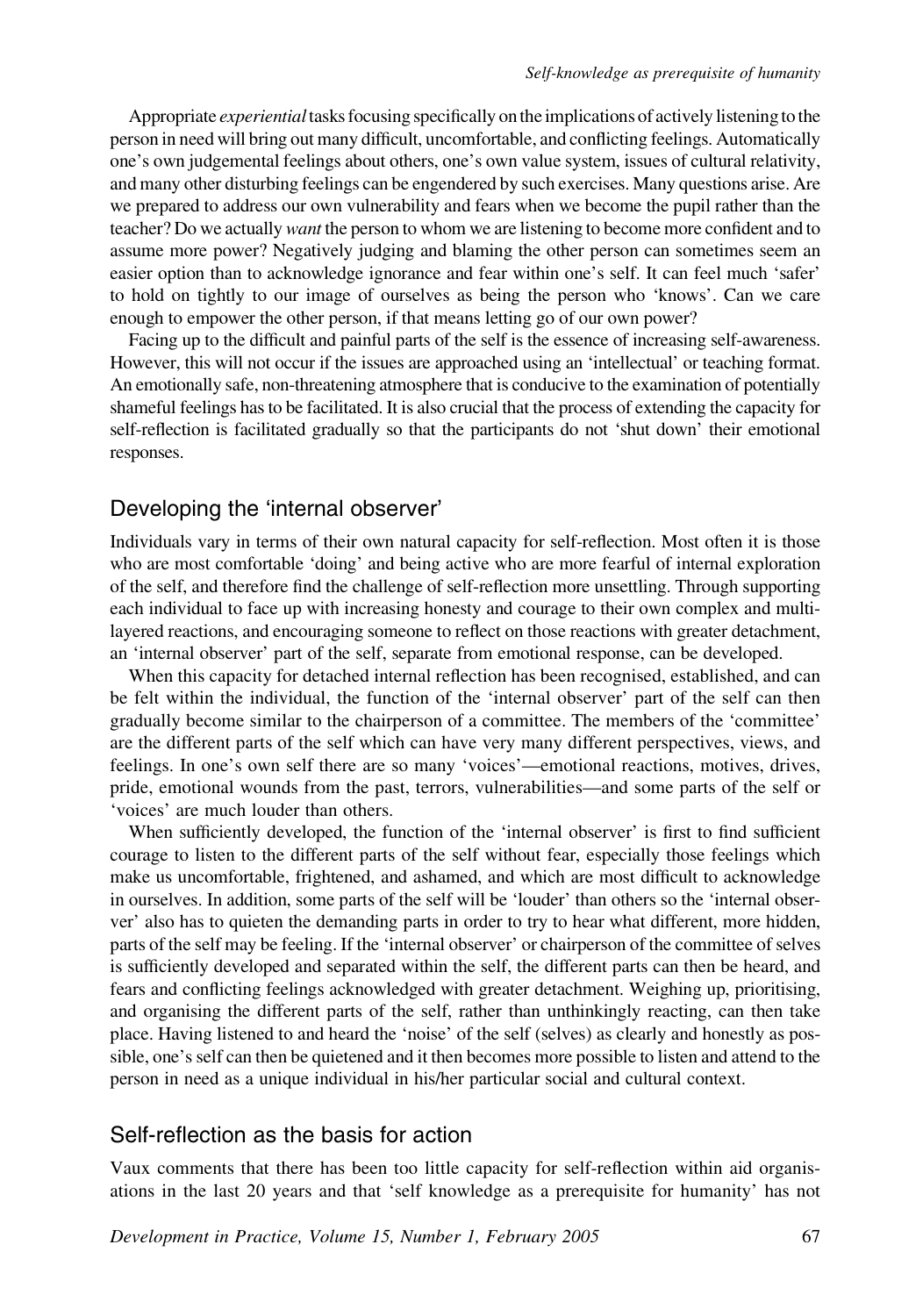Appropriate *experiential* tasks focusing specifically on the implications of actively listening to the person in need will bring out many difficult, uncomfortable, and conflicting feelings. Automatically one's own judgemental feelings about others, one's own value system, issues of cultural relativity, and many other disturbing feelings can be engendered by such exercises. Many questions arise. Are we prepared to address our own vulnerability and fears when we become the pupil rather than the teacher? Do we actually *want* the person to whom we are listening to become more confident and to assume more power? Negatively judging and blaming the other person can sometimes seem an easier option than to acknowledge ignorance and fear within one's self. It can feel much 'safer' to hold on tightly to our image of ourselves as being the person who 'knows'. Can we care enough to empower the other person, if that means letting go of our own power?

Facing up to the difficult and painful parts of the self is the essence of increasing self-awareness. However, this will not occur if the issues are approached using an 'intellectual' or teaching format. An emotionally safe, non-threatening atmosphere that is conducive to the examination of potentially shameful feelings has to be facilitated. It is also crucial that the process of extending the capacity for self-reflection is facilitated gradually so that the participants do not 'shut down' their emotional responses.

## Developing the 'internal observer'

Individuals vary in terms of their own natural capacity for self-reflection. Most often it is those who are most comfortable 'doing' and being active who are more fearful of internal exploration of the self, and therefore find the challenge of self-reflection more unsettling. Through supporting each individual to face up with increasing honesty and courage to their own complex and multi-layered reactions, and encouraging someone to reflect on those reactions with greater detachment, an 'internal observer' part of the self, separate from emotional response, can be developed.

When this capacity for detached internal reflection has been recognised, established, and can be felt within the individual, the function of the 'internal observer' part of the self can then gradually become similar to the chairperson of a committee. The members of the 'committee' are the different parts of the self which can have very many different perspectives, views, and feelings. In one's own self there are so many 'voices'—emotional reactions, motives, drives, pride, emotional wounds from the past, terrors, vulnerabilities—and some parts of the self or 'voices' are much louder than others.

When sufficiently developed, the function of the 'internal observer' is first to find sufficient courage to listen to the different parts of the self without fear, especially those feelings which make us uncomfortable, frightened, and ashamed, and which are most difficult to acknowledge in ourselves. In addition, some parts of the self will be 'louder' than others so the 'internal observer' also has to quieten the demanding parts in order to try to hear what different, more hidden, parts of the self may be feeling. If the 'internal observer' or chairperson of the committee of selves is sufficiently developed and separated within the self, the different parts can then be heard, and fears and conflicting feelings acknowledged with greater detachment. Weighing up, prioritising, and organising the different parts of the self, rather than unthinkingly reacting, can then take place. Having listened to and heard the 'noise' of the self (selves) as clearly and honestly as possible, one's self can then be quietened and it then becomes more possible to listen and attend to the person in need as a unique individual in his/her particular social and cultural context.

## Self-reflection as the basis for action

Vaux comments that there has been too little capacity for self-reflection within aid organisations in the last 20 years and that 'self knowledge as a prerequisite for humanity' has not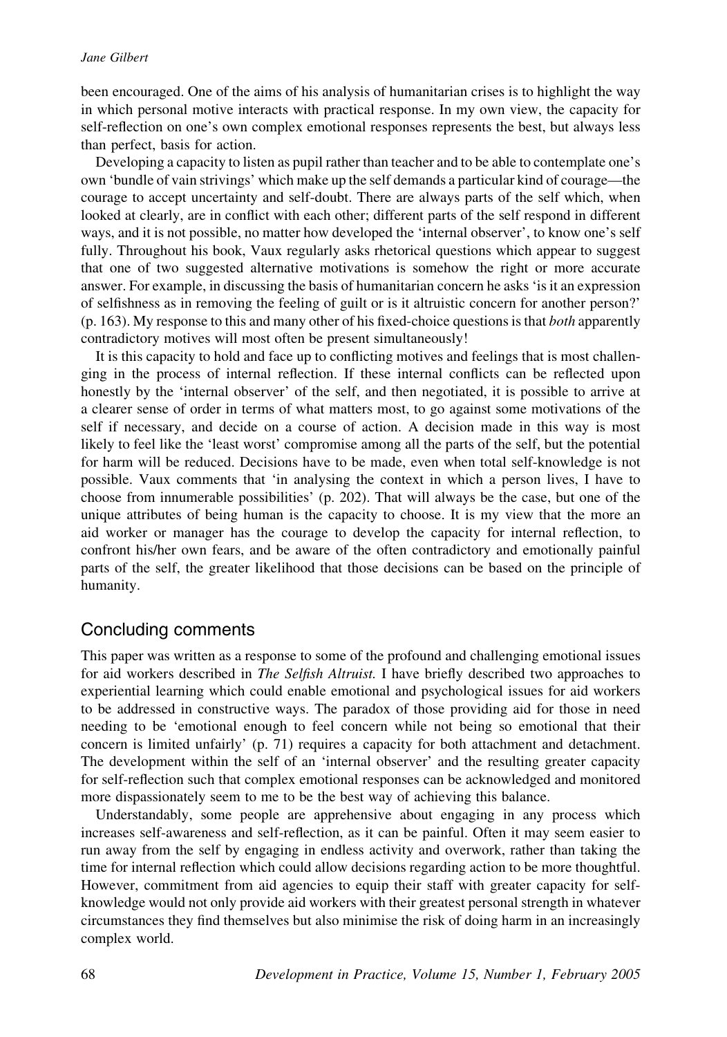been encouraged. One of the aims of his analysis of humanitarian crises is to highlight the way in which personal motive interacts with practical response. In my own view, the capacity for self-reflection on one's own complex emotional responses represents the best, but always less than perfect, basis for action.

Developing a capacity to listen as pupil rather than teacher and to be able to contemplate one's own 'bundle of vain strivings' which make up the self demands a particular kind of courage—the courage to accept uncertainty and self-doubt. There are always parts of the self which, when looked at clearly, are in conflict with each other; different parts of the self respond in different ways, and it is not possible, no matter how developed the 'internal observer', to know one's self fully. Throughout his book, Vaux regularly asks rhetorical questions which appear to suggest that one of two suggested alternative motivations is somehow the right or more accurate answer. For example, in discussing the basis of humanitarian concern he asks 'is it an expression of selfishness as in removing the feeling of guilt or is it altruistic concern for another person?' (p. 163). My response to this and many other of his fixed-choice questions is that *both* apparently contradictory motives will most often be present simultaneously!

It is this capacity to hold and face up to conflicting motives and feelings that is most challenging in the process of internal reflection. If these internal conflicts can be reflected upon honestly by the 'internal observer' of the self, and then negotiated, it is possible to arrive at a clearer sense of order in terms of what matters most, to go against some motivations of the self if necessary, and decide on a course of action. A decision made in this way is most likely to feel like the 'least worst' compromise among all the parts of the self, but the potential for harm will be reduced. Decisions have to be made, even when total self-knowledge is not possible. Vaux comments that 'in analysing the context in which a person lives, I have to choose from innumerable possibilities' (p. 202). That will always be the case, but one of the unique attributes of being human is the capacity to choose. It is my view that the more an aid worker or manager has the courage to develop the capacity for internal reflection, to confront his/her own fears, and be aware of the often contradictory and emotionally painful parts of the self, the greater likelihood that those decisions can be based on the principle of humanity.

## Concluding comments

This paper was written as a response to some of the profound and challenging emotional issues for aid workers described in *The Selfish Altruist.* I have briefly described two approaches to experiential learning which could enable emotional and psychological issues for aid workers to be addressed in constructive ways. The paradox of those providing aid for those in need needing to be 'emotional enough to feel concern while not being so emotional that their concern is limited unfairly' (p. 71) requires a capacity for both attachment and detachment. The development within the self of an 'internal observer' and the resulting greater capacity for self-reflection such that complex emotional responses can be acknowledged and monitored more dispassionately seem to me to be the best way of achieving this balance.

Understandably, some people are apprehensive about engaging in any process which increases self-awareness and self-reflection, as it can be painful. Often it may seem easier to run away from the self by engaging in endless activity and overwork, rather than taking the time for internal reflection which could allow decisions regarding action to be more thoughtful. However, commitment from aid agencies to equip their staff with greater capacity for self-knowledge would not only provide aid workers with their greatest personal strength in whatever circumstances they find themselves but also minimise the risk of doing harm in an increasingly complex world.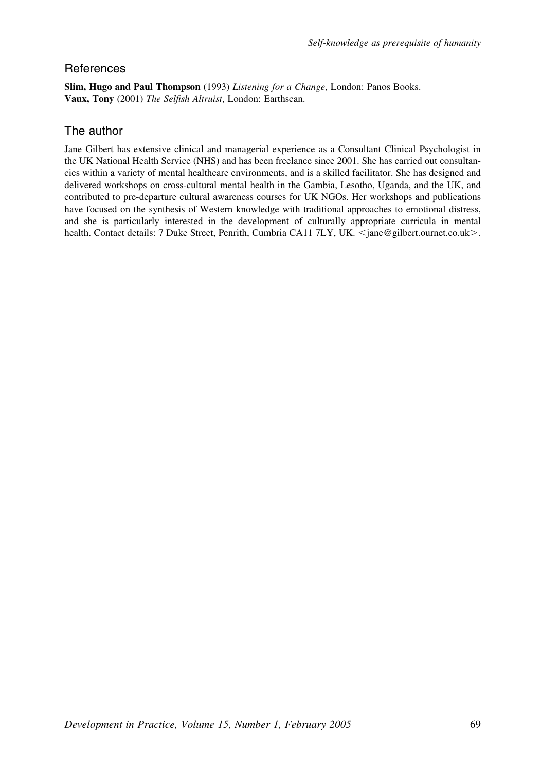## References

**Slim, Hugo and Paul Thompson** (1993) *Listening for a Change*, London: Panos Books.
**Vaux, Tony** (2001) *The Selfish Altruist*, London: Earthscan.

## The author

Jane Gilbert has extensive clinical and managerial experience as a Consultant Clinical Psychologist in the UK National Health Service (NHS) and has been freelance since 2001. She has carried out consultancies within a variety of mental healthcare environments, and is a skilled facilitator. She has designed and delivered workshops on cross-cultural mental health in the Gambia, Lesotho, Uganda, and the UK, and contributed to pre-departure cultural awareness courses for UK NGOs. Her workshops and publications have focused on the synthesis of Western knowledge with traditional approaches to emotional distress, and she is particularly interested in the development of culturally appropriate curricula in mental health. Contact details: 7 Duke Street, Penrith, Cumbria CA11 7LY, UK. <jane@gilbert.ournet.co.uk>.